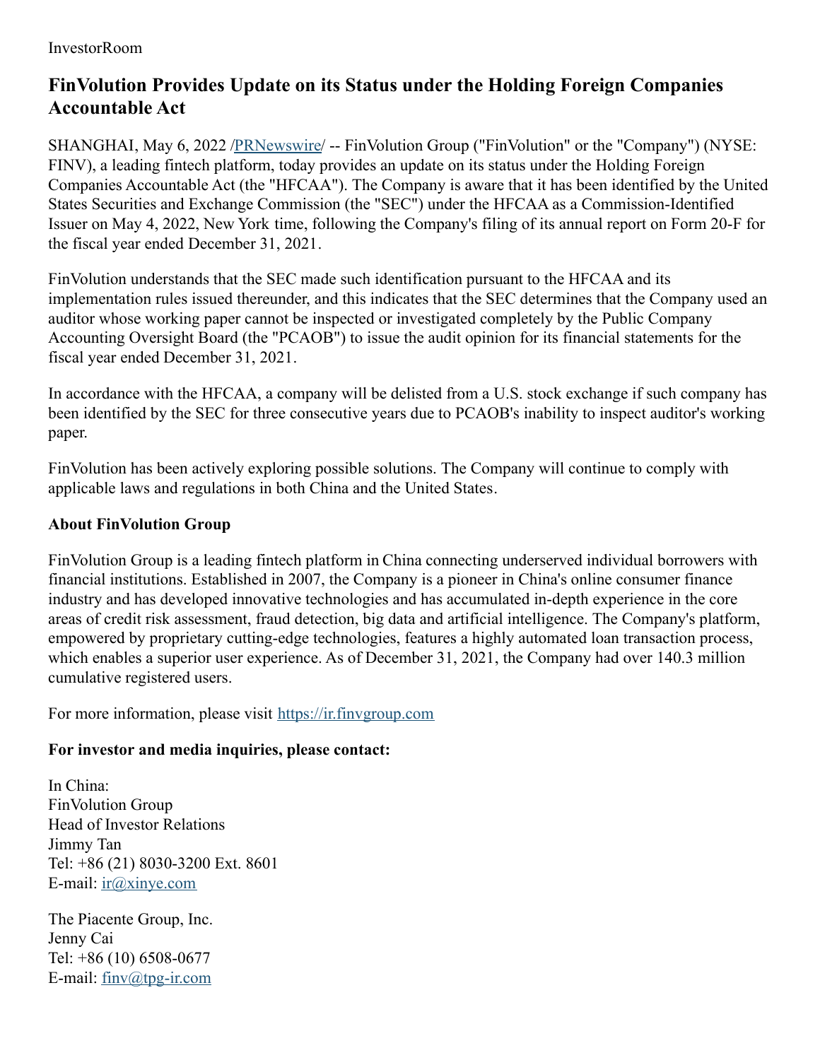InvestorRoom

# FinVolution Provides Update on its Status under the Holding Foreign Companies Accountable Act

SHANGHAI, May 6, 2022 /PRNewswire/ -- FinVolution Group ("FinVolution" or the "Company") (NYSE: FINV), a leading fintech platform, today provides an update on its status under the Holding Foreign Companies Accountable Act (the "HFCAA"). The Company is aware that it has been identified by the United States Securities and Exchange Commission (the "SEC") under the HFCAA as a Commission-Identified Issuer on May 4, 2022, New York time, following the Company's filing of its annual report on Form 20-F for the fiscal year ended December 31, 2021.

FinVolution understands that the SEC made such identification pursuant to the HFCAA and its implementation rules issued thereunder, and this indicates that the SEC determines that the Company used an auditor whose working paper cannot be inspected or investigated completely by the Public Company Accounting Oversight Board (the "PCAOB") to issue the audit opinion for its financial statements for the fiscal year ended December 31, 2021.

In accordance with the HFCAA, a company will be delisted from a U.S. stock exchange if such company has been identified by the SEC for three consecutive years due to PCAOB's inability to inspect auditor's working paper.

FinVolution has been actively exploring possible solutions. The Company will continue to comply with applicable laws and regulations in both China and the United States.

**About FinVolution Group**

FinVolution Group is a leading fintech platform in China connecting underserved individual borrowers with financial institutions. Established in 2007, the Company is a pioneer in China's online consumer finance industry and has developed innovative technologies and has accumulated in-depth experience in the core areas of credit risk assessment, fraud detection, big data and artificial intelligence. The Company's platform, empowered by proprietary cutting-edge technologies, features a highly automated loan transaction process, which enables a superior user experience. As of December 31, 2021, the Company had over 140.3 million cumulative registered users.

For more information, please visit https://ir.finvgroup.com

**For investor and media inquiries, please contact:**

In China:
FinVolution Group
Head of Investor Relations
Jimmy Tan
Tel: +86 (21) 8030-3200 Ext. 8601
E-mail: ir@xinye.com

The Piacente Group, Inc.
Jenny Cai
Tel: +86 (10) 6508-0677
E-mail: finv@tpg-ir.com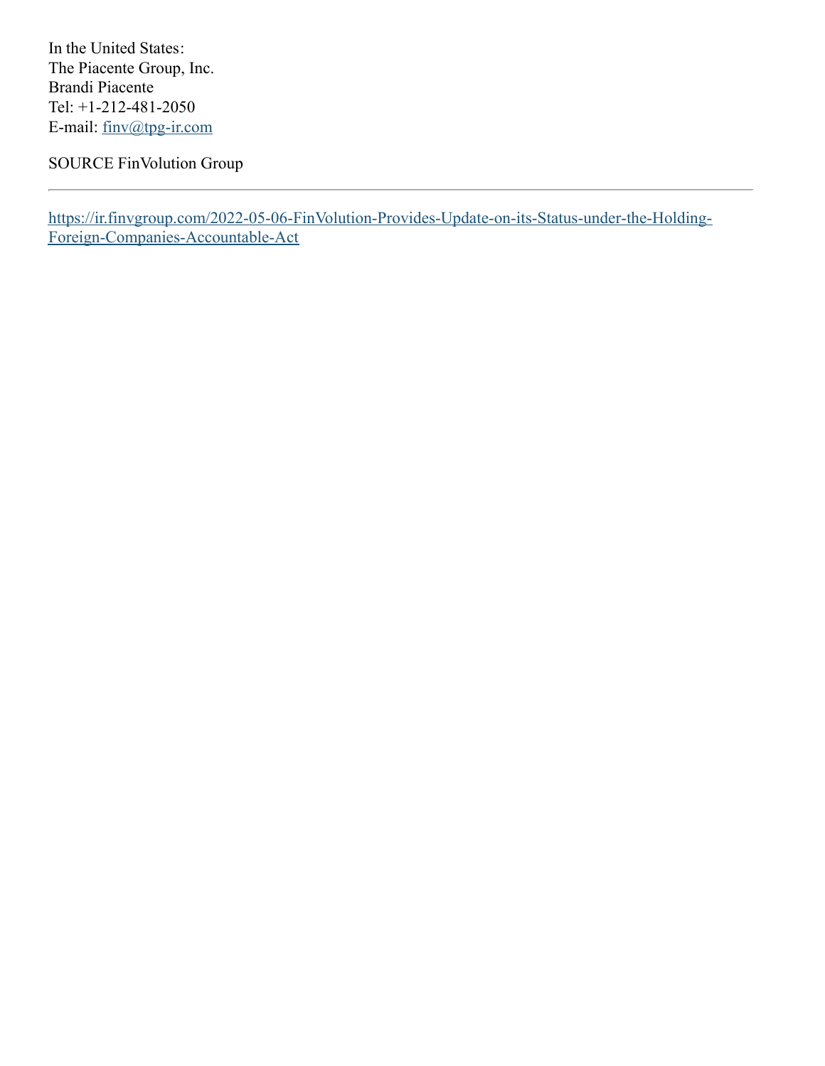In the United States:
The Piacente Group, Inc.
Brandi Piacente
Tel: +1-212-481-2050
E-mail: finv@tpg-ir.com

SOURCE FinVolution Group

---

https://ir.finvgroup.com/2022-05-06-FinVolution-Provides-Update-on-its-Status-under-the-Holding-Foreign-Companies-Accountable-Act